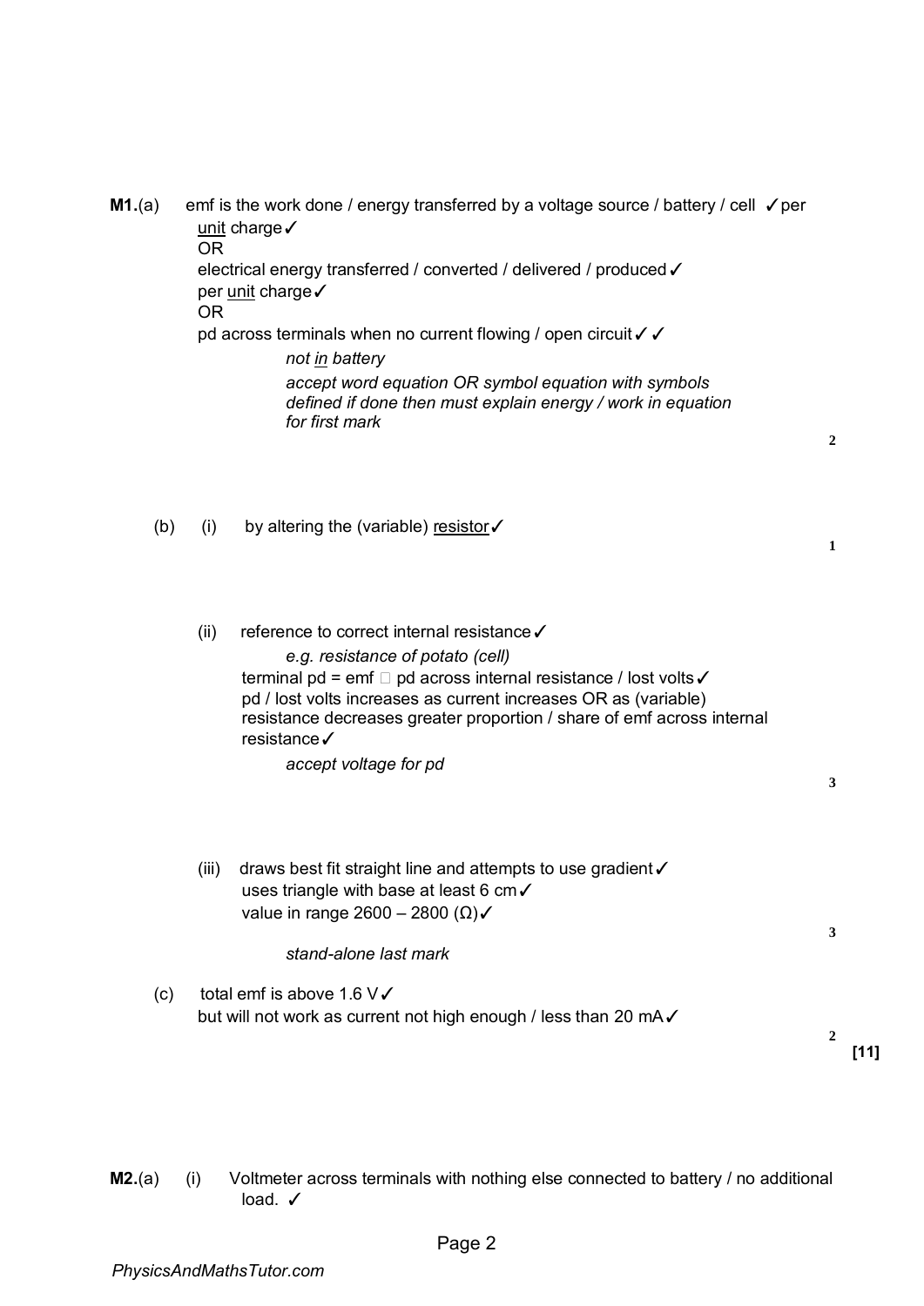**M1.**(a) emf is the work done / energy transferred by a voltage source / battery / cell ✓per unit charge✓

OR

electrical energy transferred / converted / delivered / produced✓

per unit charge✓

OR

pd across terminals when no current flowing / open circuit✓✓

*not in battery*

*accept word equation OR symbol equation with symbols defined if done then must explain energy / work in equation for first mark*

**2**

(b) (i) by altering the (variable) resistor✓

**1**

(ii) reference to correct internal resistance✓

*e.g. resistance of potato (cell)*

terminal pd = emf − pd across internal resistance / lost volts✓

pd / lost volts increases as current increases OR as (variable) resistance decreases greater proportion / share of emf across internal resistance✓

*accept voltage for pd*

**3**

(iii) draws best fit straight line and attempts to use gradient✓

uses triangle with base at least 6 cm✓

value in range 2600 – 2800 (Ω)✓

*stand-alone last mark*

**3**

(c) total emf is above 1.6 V✓

but will not work as current not high enough / less than 20 mA✓

**2**

**[11]**

**M2.**(a) (i) Voltmeter across terminals with nothing else connected to battery / no additional load. ✓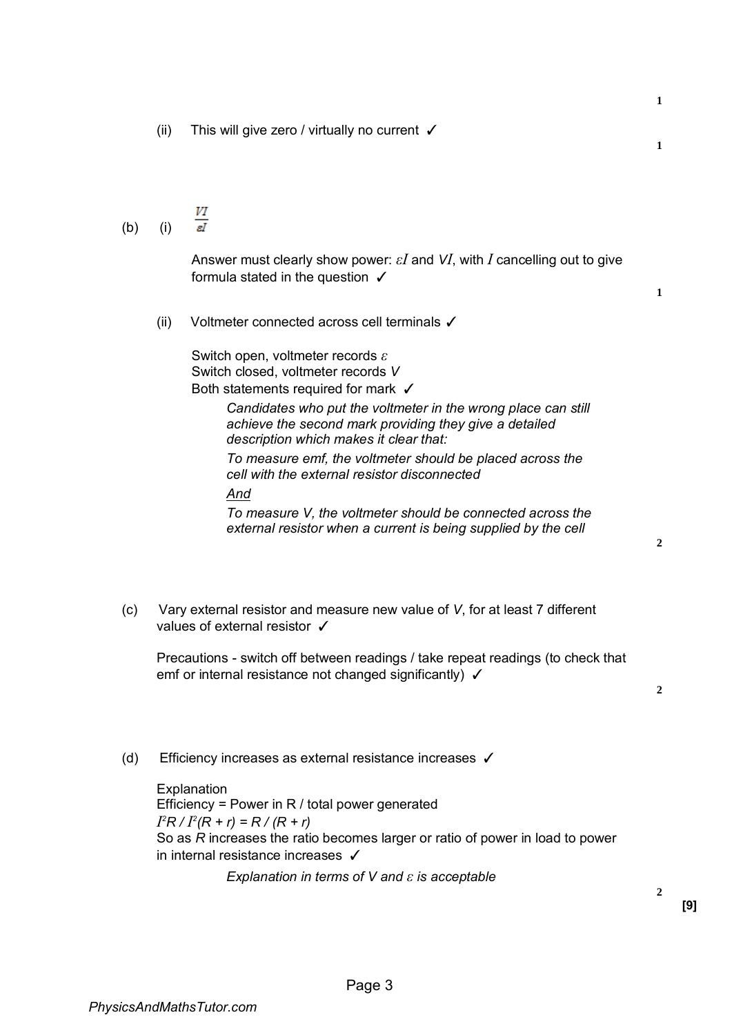1

(ii) This will give zero / virtually no current ✓

1

(b) (i) $\frac{VI}{\varepsilon I}$

Answer must clearly show power: $\varepsilon I$ and $VI$, with $I$ cancelling out to give formula stated in the question ✓

1

(ii) Voltmeter connected across cell terminals ✓

Switch open, voltmeter records $\varepsilon$
Switch closed, voltmeter records $V$
Both statements required for mark ✓

*Candidates who put the voltmeter in the wrong place can still achieve the second mark providing they give a detailed description which makes it clear that:*

*To measure emf, the voltmeter should be placed across the cell with the external resistor disconnected*

***And***

*To measure V, the voltmeter should be connected across the external resistor when a current is being supplied by the cell*

2

(c) Vary external resistor and measure new value of $V$, for at least 7 different values of external resistor ✓

Precautions - switch off between readings / take repeat readings (to check that emf or internal resistance not changed significantly) ✓

2

(d) Efficiency increases as external resistance increases ✓

Explanation
Efficiency = Power in R / total power generated
$I^2R / I^2(R + r) = R / (R + r)$
So as $R$ increases the ratio becomes larger or ratio of power in load to power in internal resistance increases ✓

*Explanation in terms of V and $\varepsilon$ is acceptable*

2

**[9]**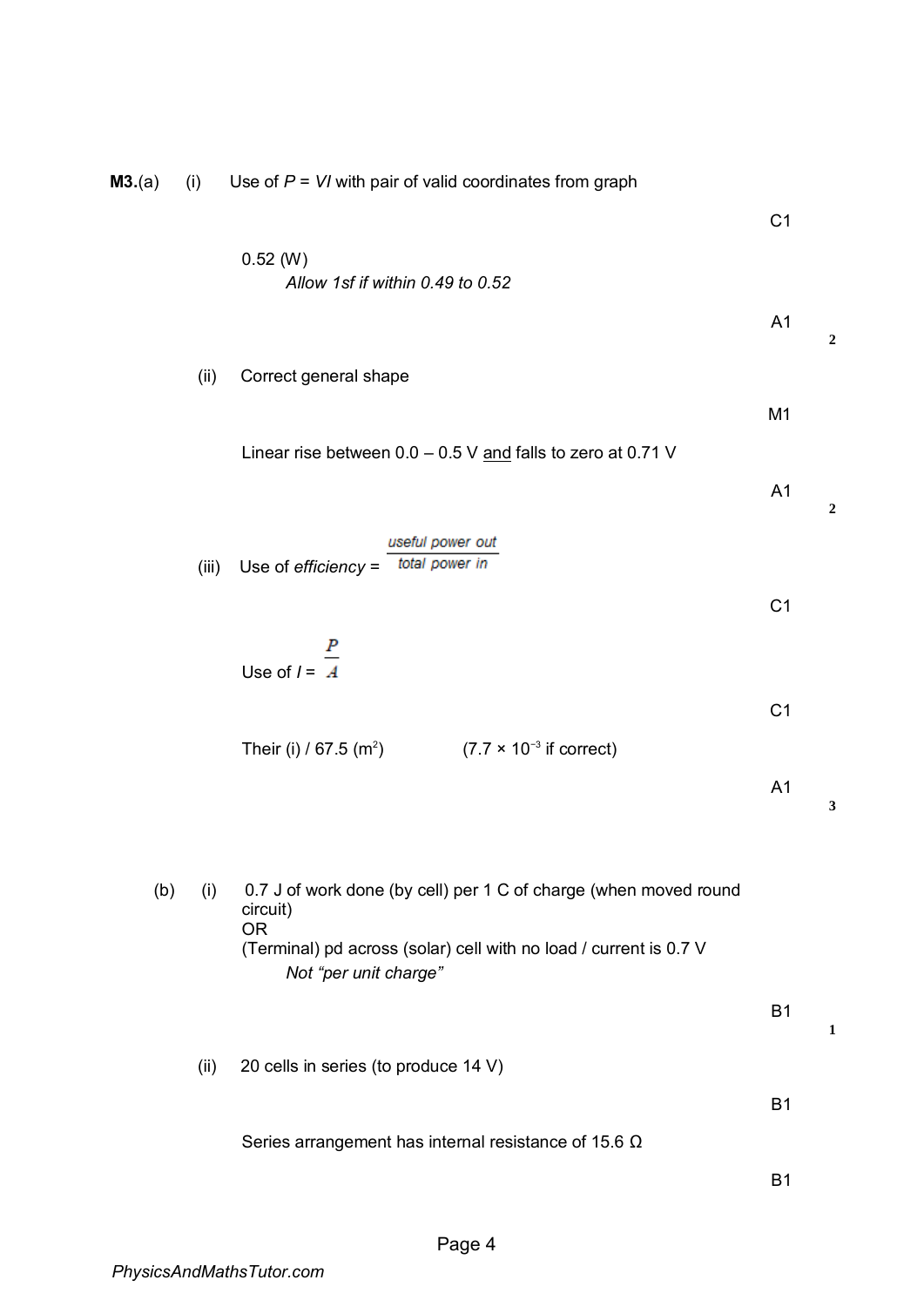**M3.**(a) (i) Use of $P = VI$ with pair of valid coordinates from graph

C1

0.52 (W)

*Allow 1sf if within 0.49 to 0.52*

A1

**2**

(ii) Correct general shape

M1

Linear rise between 0.0 – 0.5 V <u>and</u> falls to zero at 0.71 V

A1

**2**

(iii) Use of *efficiency* = $\frac{\text{useful power out}}{\text{total power in}}$

C1

Use of $I = \frac{P}{A}$

C1

Their (i) / 67.5 ($m^2$) ($7.7 \times 10^{-3}$ if correct)

A1

**3**

(b) (i) 0.7 J of work done (by cell) per 1 C of charge (when moved round circuit)
OR
(Terminal) pd across (solar) cell with no load / current is 0.7 V

*Not "per unit charge"*

B1

**1**

(ii) 20 cells in series (to produce 14 V)

B1

Series arrangement has internal resistance of 15.6 Ω

B1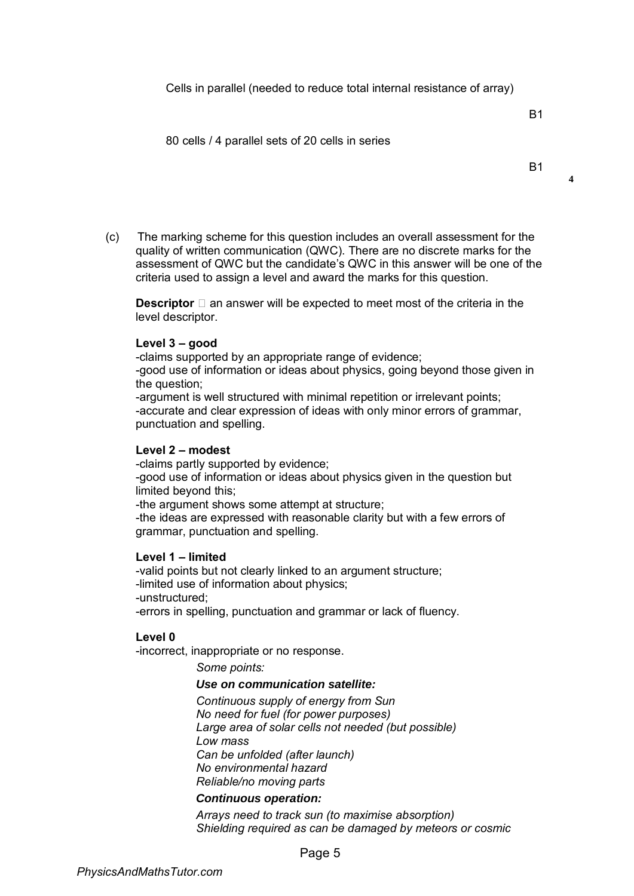Cells in parallel (needed to reduce total internal resistance of array)

B1

80 cells / 4 parallel sets of 20 cells in series

B1

**4**

(c) The marking scheme for this question includes an overall assessment for the quality of written communication (QWC). There are no discrete marks for the assessment of QWC but the candidate's QWC in this answer will be one of the criteria used to assign a level and award the marks for this question.

**Descriptor** □ an answer will be expected to meet most of the criteria in the level descriptor.

**Level 3 – good**
-claims supported by an appropriate range of evidence;
-good use of information or ideas about physics, going beyond those given in the question;
-argument is well structured with minimal repetition or irrelevant points;
-accurate and clear expression of ideas with only minor errors of grammar, punctuation and spelling.

**Level 2 – modest**
-claims partly supported by evidence;
-good use of information or ideas about physics given in the question but limited beyond this;
-the argument shows some attempt at structure;
-the ideas are expressed with reasonable clarity but with a few errors of grammar, punctuation and spelling.

**Level 1 – limited**
-valid points but not clearly linked to an argument structure;
-limited use of information about physics;
-unstructured;
-errors in spelling, punctuation and grammar or lack of fluency.

**Level 0**
-incorrect, inappropriate or no response.

*Some points:*

***Use on communication satellite:***

*Continuous supply of energy from Sun*
*No need for fuel (for power purposes)*
*Large area of solar cells not needed (but possible)*
*Low mass*
*Can be unfolded (after launch)*
*No environmental hazard*
*Reliable/no moving parts*

***Continuous operation:***

*Arrays need to track sun (to maximise absorption)*
*Shielding required as can be damaged by meteors or cosmic*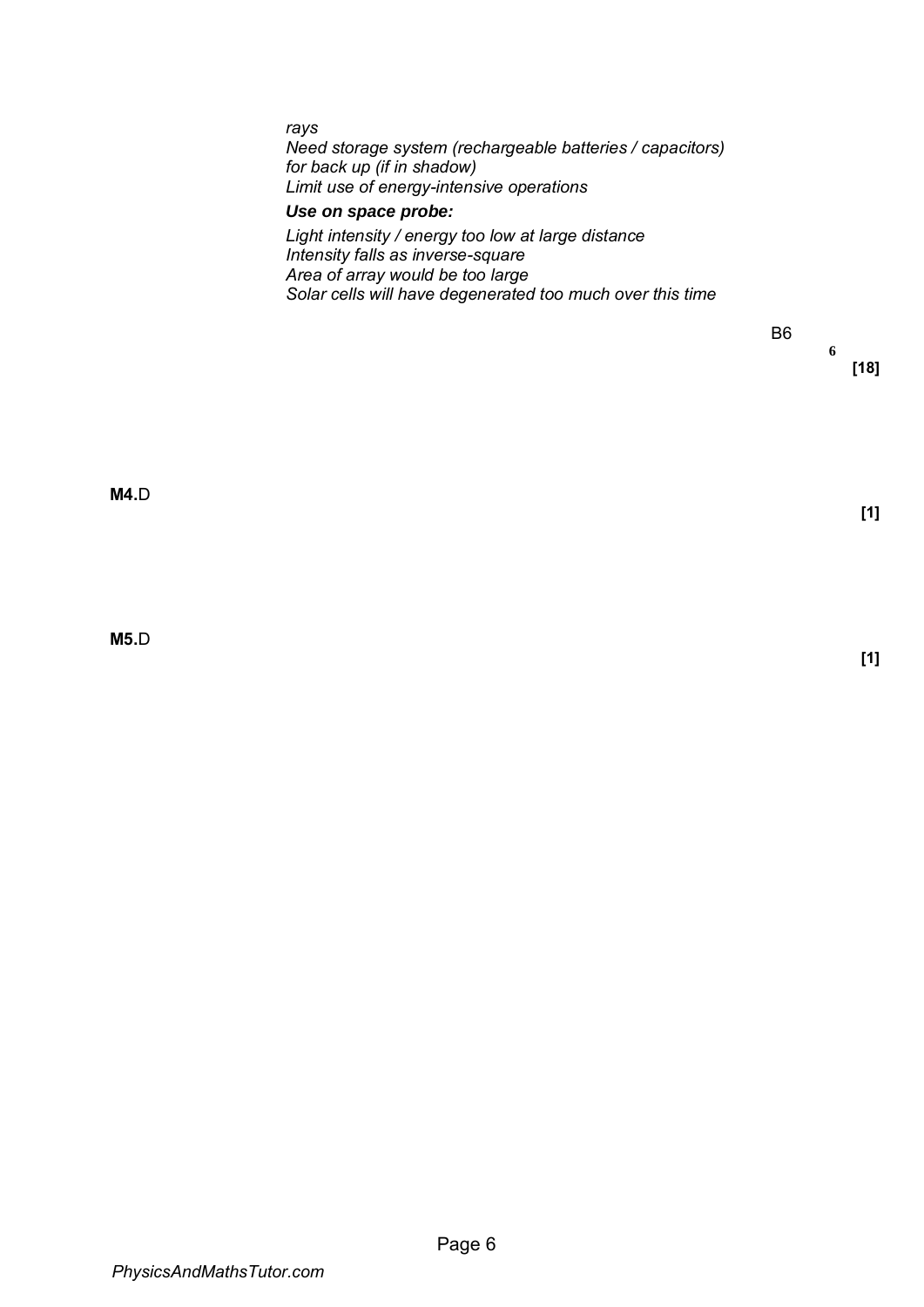*rays*
*Need storage system (rechargeable batteries / capacitors) for back up (if in shadow)*
*Limit use of energy-intensive operations*

***Use on space probe:***

*Light intensity / energy too low at large distance*
*Intensity falls as inverse-square*
*Area of array would be too large*
*Solar cells will have degenerated too much over this time*

B6

**6**

**[18]**

**M4.**D

**[1]**

**M5.**D

**[1]**